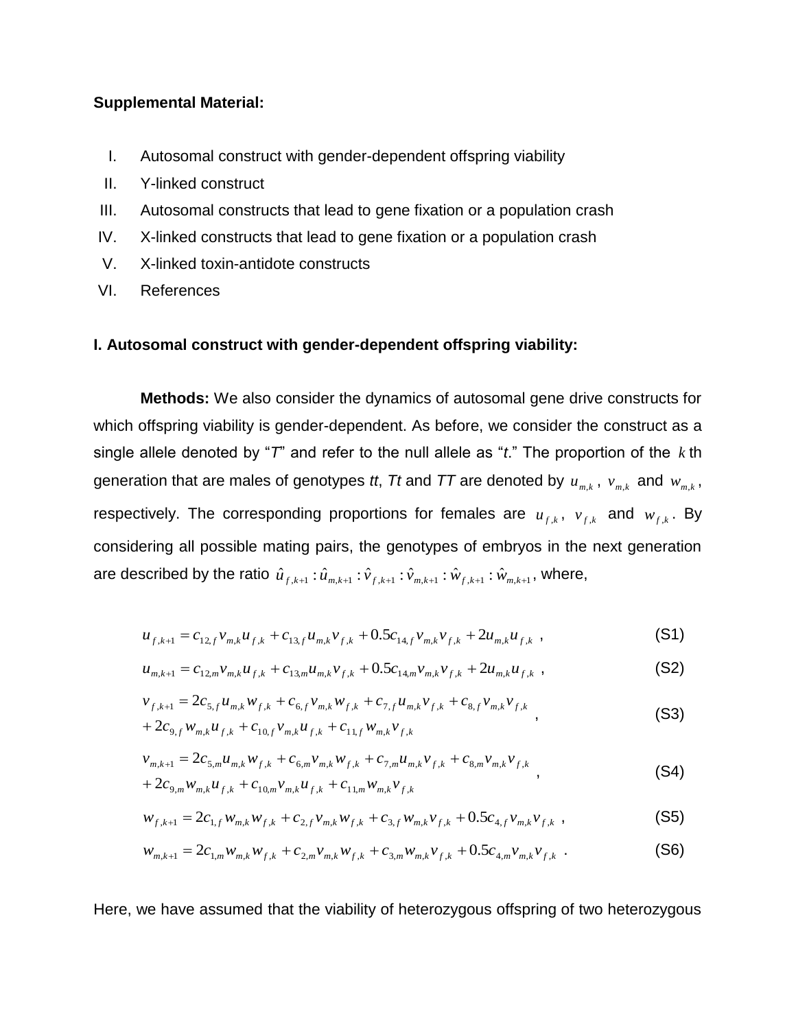**Supplemental Material:**

I. Autosomal construct with gender-dependent offspring viability
II. Y-linked construct
III. Autosomal constructs that lead to gene fixation or a population crash
IV. X-linked constructs that lead to gene fixation or a population crash
V. X-linked toxin-antidote constructs
VI. References

**I. Autosomal construct with gender-dependent offspring viability:**

**Methods:** We also consider the dynamics of autosomal gene drive constructs for which offspring viability is gender-dependent. As before, we consider the construct as a single allele denoted by "*T*" and refer to the null allele as "*t*." The proportion of the $k$ th generation that are males of genotypes *tt*, *Tt* and *TT* are denoted by $u_{m,k}$, $v_{m,k}$ and $w_{m,k}$, respectively. The corresponding proportions for females are $u_{f,k}$, $v_{f,k}$ and $w_{f,k}$. By considering all possible mating pairs, the genotypes of embryos in the next generation are described by the ratio $\hat{u}_{f,k+1} : \hat{u}_{m,k+1} : \hat{v}_{f,k+1} : \hat{v}_{m,k+1} : \hat{w}_{f,k+1} : \hat{w}_{m,k+1}$, where,

$$u_{f,k+1} = c_{12,f} v_{m,k} u_{f,k} + c_{13,f} u_{m,k} v_{f,k} + 0.5 c_{14,f} v_{m,k} v_{f,k} + 2 u_{m,k} u_{f,k} \ , \tag{S1}$$

$$u_{m,k+1} = c_{12,m} v_{m,k} u_{f,k} + c_{13,m} u_{m,k} v_{f,k} + 0.5 c_{14,m} v_{m,k} v_{f,k} + 2 u_{m,k} u_{f,k} \ , \tag{S2}$$

$$\begin{aligned} v_{f,k+1} = & \ 2 c_{5,f} u_{m,k} w_{f,k} + c_{6,f} v_{m,k} w_{f,k} + c_{7,f} u_{m,k} v_{f,k} + c_{8,f} v_{m,k} v_{f,k} \\ & + 2 c_{9,f} w_{m,k} u_{f,k} + c_{10,f} v_{m,k} u_{f,k} + c_{11,f} w_{m,k} v_{f,k} \end{aligned} \ , \tag{S3}$$

$$\begin{aligned} v_{m,k+1} = & \ 2 c_{5,m} u_{m,k} w_{f,k} + c_{6,m} v_{m,k} w_{f,k} + c_{7,m} u_{m,k} v_{f,k} + c_{8,m} v_{m,k} v_{f,k} \\ & + 2 c_{9,m} w_{m,k} u_{f,k} + c_{10,m} v_{m,k} u_{f,k} + c_{11,m} w_{m,k} v_{f,k} \end{aligned} \ , \tag{S4}$$

$$w_{f,k+1} = 2 c_{1,f} w_{m,k} w_{f,k} + c_{2,f} v_{m,k} w_{f,k} + c_{3,f} w_{m,k} v_{f,k} + 0.5 c_{4,f} v_{m,k} v_{f,k} \ , \tag{S5}$$

$$w_{m,k+1} = 2 c_{1,m} w_{m,k} w_{f,k} + c_{2,m} v_{m,k} w_{f,k} + c_{3,m} w_{m,k} v_{f,k} + 0.5 c_{4,m} v_{m,k} v_{f,k} \ . \tag{S6}$$

Here, we have assumed that the viability of heterozygous offspring of two heterozygous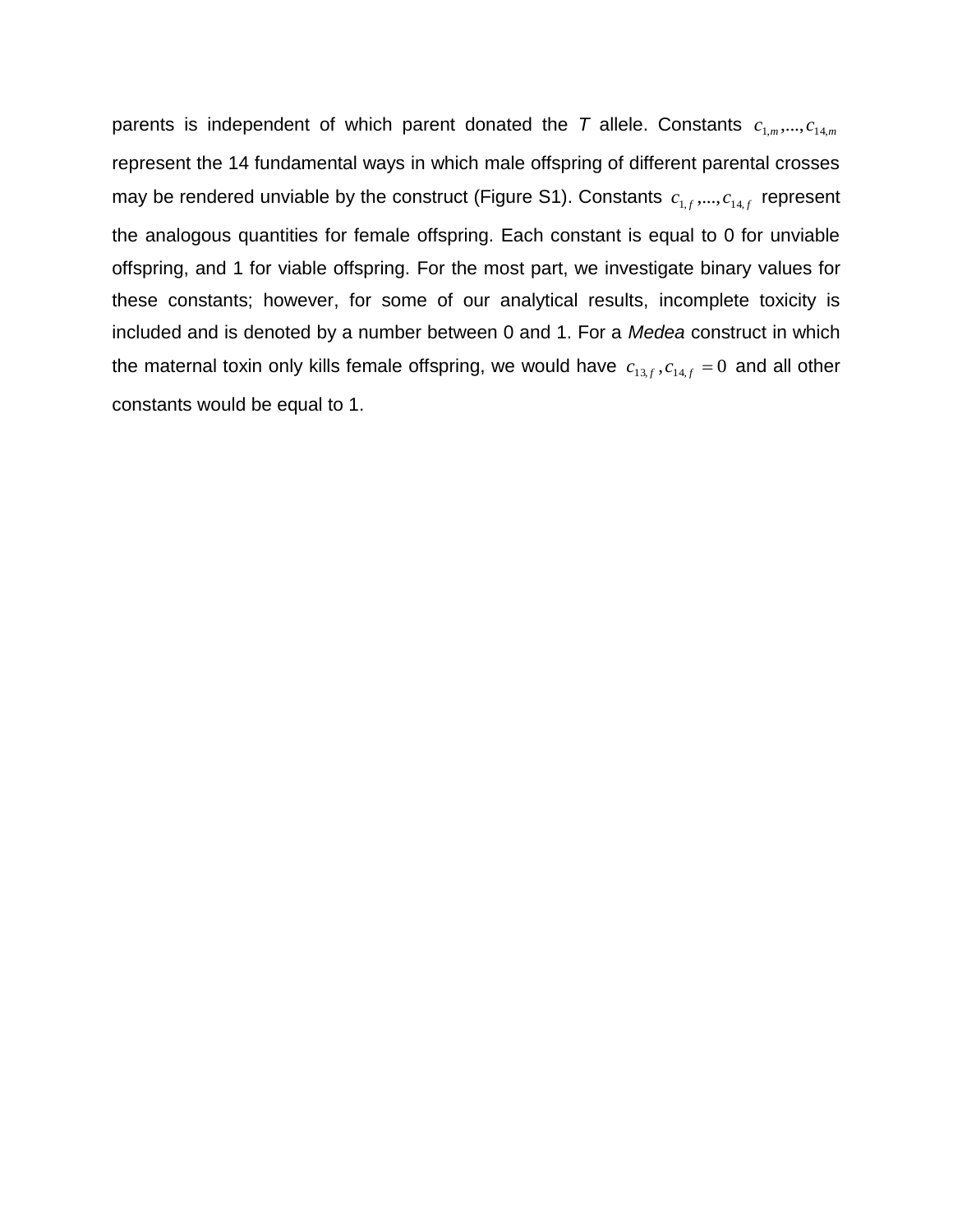parents is independent of which parent donated the *T* allele. Constants $c_{1,m},...,c_{14,m}$ represent the 14 fundamental ways in which male offspring of different parental crosses may be rendered unviable by the construct (Figure S1). Constants $c_{1,f},...,c_{14,f}$ represent the analogous quantities for female offspring. Each constant is equal to 0 for unviable offspring, and 1 for viable offspring. For the most part, we investigate binary values for these constants; however, for some of our analytical results, incomplete toxicity is included and is denoted by a number between 0 and 1. For a *Medea* construct in which the maternal toxin only kills female offspring, we would have $c_{13,f}, c_{14,f} = 0$ and all other constants would be equal to 1.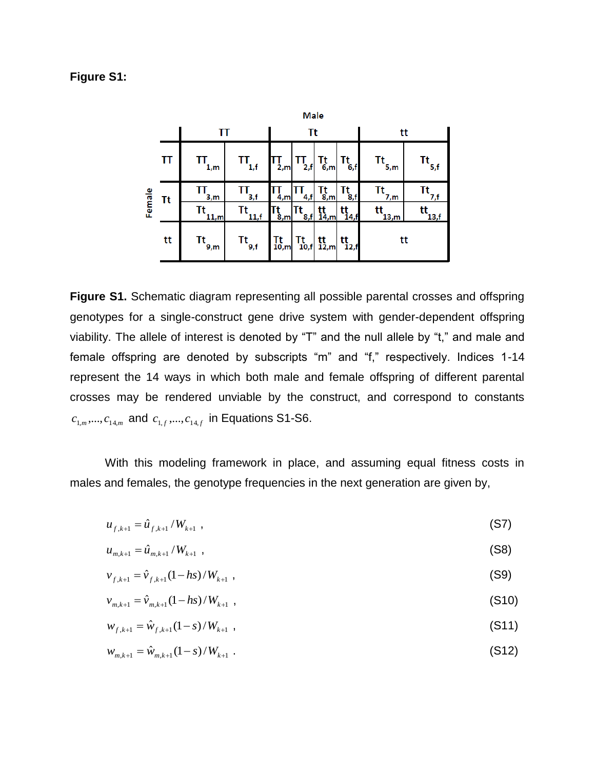**Figure S1:**

| | | Male | | | | | | | | |
|---|---|---|---|---|---|---|---|---|---|---|
| | | TT | | Tt | | | | tt | |
| **Female** | TT | $TT_{1,m}$ | $TT_{1,f}$ | $TT_{2,m}$ | $TT_{2,f}$ | $Tt_{6,m}$ | $Tt_{6,f}$ | $Tt_{5,m}$ | $Tt_{5,f}$ |
| | Tt | $TT_{3,m}$ | $TT_{3,f}$ | $TT_{4,m}$ | $TT_{4,f}$ | $Tt_{8,m}$ | $Tt_{8,f}$ | $Tt_{7,m}$ | $Tt_{7,f}$ |
| | | $Tt_{11,m}$ | $Tt_{11,f}$ | $Tt_{8,m}$ | $Tt_{8,f}$ | $tt_{14,m}$ | $tt_{14,f}$ | $tt_{13,m}$ | $tt_{13,f}$ |
| | tt | $Tt_{9,m}$ | $Tt_{9,f}$ | $Tt_{10,m}$ | $Tt_{10,f}$ | $tt_{12,m}$ | $tt_{12,f}$ | tt | |

**Figure S1.** Schematic diagram representing all possible parental crosses and offspring genotypes for a single-construct gene drive system with gender-dependent offspring viability. The allele of interest is denoted by "T" and the null allele by "t," and male and female offspring are denoted by subscripts "m" and "f," respectively. Indices 1-14 represent the 14 ways in which both male and female offspring of different parental crosses may be rendered unviable by the construct, and correspond to constants $c_{1,m},...,c_{14,m}$ and $c_{1,f},...,c_{14,f}$ in Equations S1-S6.

With this modeling framework in place, and assuming equal fitness costs in males and females, the genotype frequencies in the next generation are given by,

$$u_{f,k+1} = \hat{u}_{f,k+1} / W_{k+1} \ , \tag{S7}$$

$$u_{m,k+1} = \hat{u}_{m,k+1} / W_{k+1} \ , \tag{S8}$$

$$v_{f,k+1} = \hat{v}_{f,k+1}(1-hs) / W_{k+1} \ , \tag{S9}$$

$$v_{m,k+1} = \hat{v}_{m,k+1}(1-hs) / W_{k+1} \ , \tag{S10}$$

$$w_{f,k+1} = \hat{w}_{f,k+1}(1-s) / W_{k+1} \ , \tag{S11}$$

$$w_{m,k+1} = \hat{w}_{m,k+1}(1-s) / W_{k+1} \ . \tag{S12}$$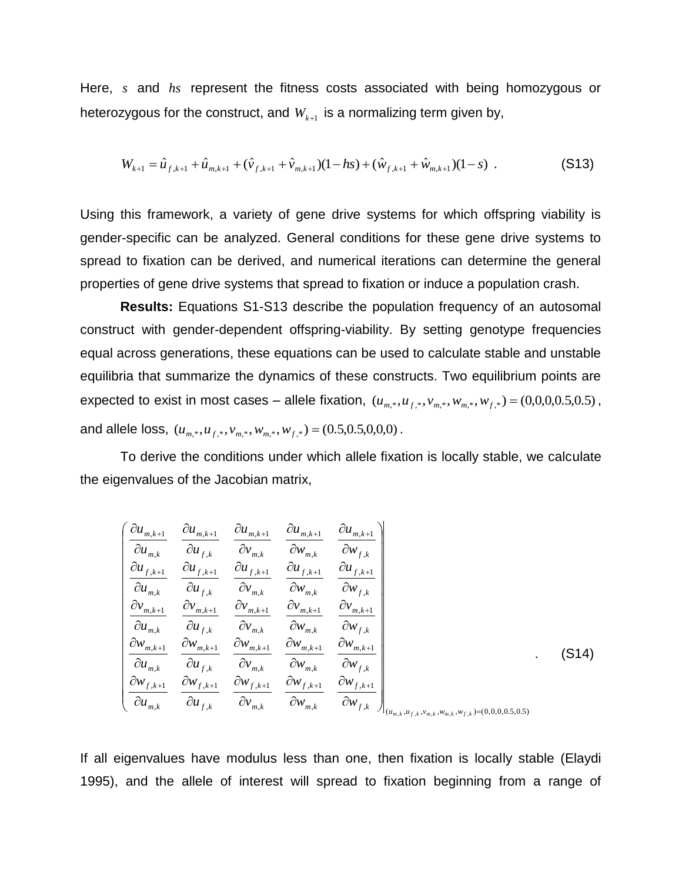Here, $s$ and $hs$ represent the fitness costs associated with being homozygous or heterozygous for the construct, and $W_{k+1}$ is a normalizing term given by,

$$W_{k+1} = \hat{u}_{f,k+1} + \hat{u}_{m,k+1} + (\hat{v}_{f,k+1} + \hat{v}_{m,k+1})(1-hs) + (\hat{w}_{f,k+1} + \hat{w}_{m,k+1})(1-s) \quad . \tag{S13}$$

Using this framework, a variety of gene drive systems for which offspring viability is gender-specific can be analyzed. General conditions for these gene drive systems to spread to fixation can be derived, and numerical iterations can determine the general properties of gene drive systems that spread to fixation or induce a population crash.

**Results:** Equations S1-S13 describe the population frequency of an autosomal construct with gender-dependent offspring-viability. By setting genotype frequencies equal across generations, these equations can be used to calculate stable and unstable equilibria that summarize the dynamics of these constructs. Two equilibrium points are expected to exist in most cases – allele fixation, $(u_{m,*}, u_{f,*}, v_{m,*}, w_{m,*}, w_{f,*}) = (0,0,0,0.5,0.5)$, and allele loss, $(u_{m,*}, u_{f,*}, v_{m,*}, w_{m,*}, w_{f,*}) = (0.5,0.5,0,0,0)$.

To derive the conditions under which allele fixation is locally stable, we calculate the eigenvalues of the Jacobian matrix,

$$\left.\begin{pmatrix}
\frac{\partial u_{m,k+1}}{\partial u_{m,k}} & \frac{\partial u_{m,k+1}}{\partial u_{f,k}} & \frac{\partial u_{m,k+1}}{\partial v_{m,k}} & \frac{\partial u_{m,k+1}}{\partial w_{m,k}} & \frac{\partial u_{m,k+1}}{\partial w_{f,k}} \\
\frac{\partial u_{f,k+1}}{\partial u_{m,k}} & \frac{\partial u_{f,k+1}}{\partial u_{f,k}} & \frac{\partial u_{f,k+1}}{\partial v_{m,k}} & \frac{\partial u_{f,k+1}}{\partial w_{m,k}} & \frac{\partial u_{f,k+1}}{\partial w_{f,k}} \\
\frac{\partial v_{m,k+1}}{\partial u_{m,k}} & \frac{\partial v_{m,k+1}}{\partial u_{f,k}} & \frac{\partial v_{m,k+1}}{\partial v_{m,k}} & \frac{\partial v_{m,k+1}}{\partial w_{m,k}} & \frac{\partial v_{m,k+1}}{\partial w_{f,k}} \\
\frac{\partial w_{m,k+1}}{\partial u_{m,k}} & \frac{\partial w_{m,k+1}}{\partial u_{f,k}} & \frac{\partial w_{m,k+1}}{\partial v_{m,k}} & \frac{\partial w_{m,k+1}}{\partial w_{m,k}} & \frac{\partial w_{m,k+1}}{\partial w_{f,k}} \\
\frac{\partial w_{f,k+1}}{\partial u_{m,k}} & \frac{\partial w_{f,k+1}}{\partial u_{f,k}} & \frac{\partial w_{f,k+1}}{\partial v_{m,k}} & \frac{\partial w_{f,k+1}}{\partial w_{m,k}} & \frac{\partial w_{f,k+1}}{\partial w_{f,k}}
\end{pmatrix}\right|_{(u_{m,k}, u_{f,k}, v_{m,k}, w_{m,k}, w_{f,k}) = (0,0,0,0.5,0.5)} \quad . \tag{S14}$$

If all eigenvalues have modulus less than one, then fixation is locally stable (Elaydi 1995), and the allele of interest will spread to fixation beginning from a range of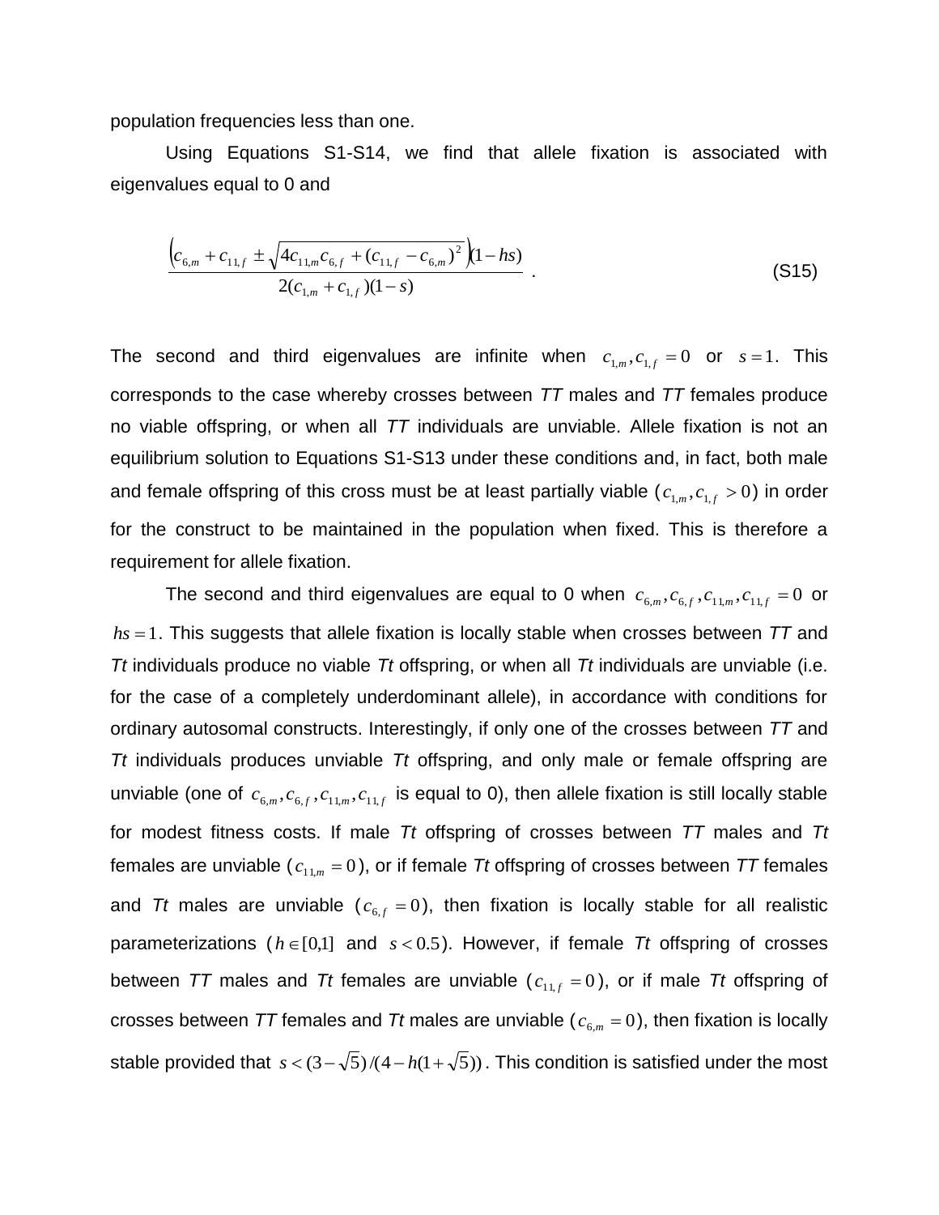population frequencies less than one.

Using Equations S1-S14, we find that allele fixation is associated with eigenvalues equal to 0 and

$$\frac{\left(c_{6,m} + c_{11,f} \pm \sqrt{4c_{11,m}c_{6,f} + (c_{11,f} - c_{6,m})^2}\right)(1-hs)}{2(c_{1,m} + c_{1,f})(1-s)} \quad . \tag{S15}$$

The second and third eigenvalues are infinite when $c_{1,m}, c_{1,f} = 0$ or $s = 1$. This corresponds to the case whereby crosses between *TT* males and *TT* females produce no viable offspring, or when all *TT* individuals are unviable. Allele fixation is not an equilibrium solution to Equations S1-S13 under these conditions and, in fact, both male and female offspring of this cross must be at least partially viable ($c_{1,m}, c_{1,f} > 0$) in order for the construct to be maintained in the population when fixed. This is therefore a requirement for allele fixation.

The second and third eigenvalues are equal to 0 when $c_{6,m}, c_{6,f}, c_{11,m}, c_{11,f} = 0$ or $hs = 1$. This suggests that allele fixation is locally stable when crosses between *TT* and *Tt* individuals produce no viable *Tt* offspring, or when all *Tt* individuals are unviable (i.e. for the case of a completely underdominant allele), in accordance with conditions for ordinary autosomal constructs. Interestingly, if only one of the crosses between *TT* and *Tt* individuals produces unviable *Tt* offspring, and only male or female offspring are unviable (one of $c_{6,m}, c_{6,f}, c_{11,m}, c_{11,f}$ is equal to 0), then allele fixation is still locally stable for modest fitness costs. If male *Tt* offspring of crosses between *TT* males and *Tt* females are unviable ($c_{11,m} = 0$), or if female *Tt* offspring of crosses between *TT* females and *Tt* males are unviable ($c_{6,f} = 0$), then fixation is locally stable for all realistic parameterizations ($h \in [0,1]$ and $s < 0.5$). However, if female *Tt* offspring of crosses between *TT* males and *Tt* females are unviable ($c_{11,f} = 0$), or if male *Tt* offspring of crosses between *TT* females and *Tt* males are unviable ($c_{6,m} = 0$), then fixation is locally stable provided that $s < (3-\sqrt{5})/(4-h(1+\sqrt{5}))$. This condition is satisfied under the most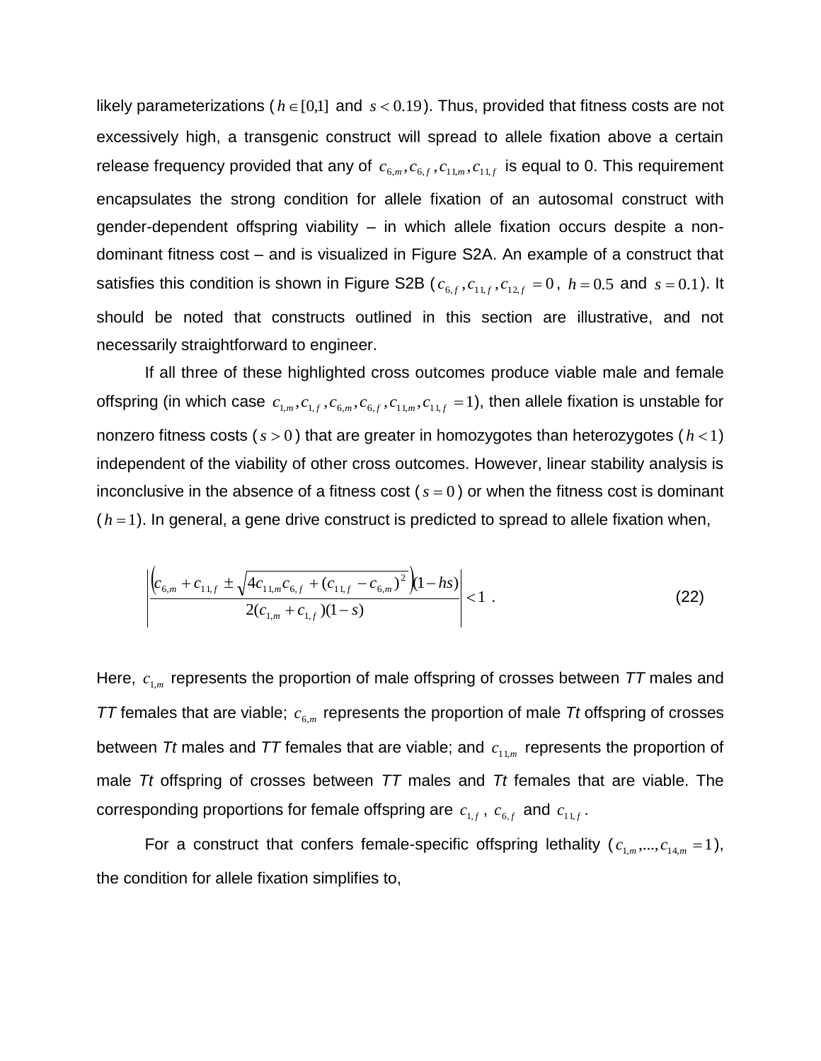likely parameterizations ($h \in [0,1]$ and $s < 0.19$). Thus, provided that fitness costs are not excessively high, a transgenic construct will spread to allele fixation above a certain release frequency provided that any of $c_{6,m}, c_{6,f}, c_{11,m}, c_{11,f}$ is equal to 0. This requirement encapsulates the strong condition for allele fixation of an autosomal construct with gender-dependent offspring viability – in which allele fixation occurs despite a non-dominant fitness cost – and is visualized in Figure S2A. An example of a construct that satisfies this condition is shown in Figure S2B ($c_{6,f}, c_{11,f}, c_{12,f} = 0$, $h = 0.5$ and $s = 0.1$). It should be noted that constructs outlined in this section are illustrative, and not necessarily straightforward to engineer.

If all three of these highlighted cross outcomes produce viable male and female offspring (in which case $c_{1,m}, c_{1,f}, c_{6,m}, c_{6,f}, c_{11,m}, c_{11,f} = 1$), then allele fixation is unstable for nonzero fitness costs ($s > 0$) that are greater in homozygotes than heterozygotes ($h < 1$) independent of the viability of other cross outcomes. However, linear stability analysis is inconclusive in the absence of a fitness cost ($s = 0$) or when the fitness cost is dominant ($h = 1$). In general, a gene drive construct is predicted to spread to allele fixation when,

$$\left| \frac{\left(c_{6,m} + c_{11,f} \pm \sqrt{4c_{11,m}c_{6,f} + (c_{11,f} - c_{6,m})^2}\right)(1-hs)}{2(c_{1,m} + c_{1,f})(1-s)} \right| < 1 \ . \tag{22}$$

Here, $c_{1,m}$ represents the proportion of male offspring of crosses between *TT* males and *TT* females that are viable; $c_{6,m}$ represents the proportion of male *Tt* offspring of crosses between *Tt* males and *TT* females that are viable; and $c_{11,m}$ represents the proportion of male *Tt* offspring of crosses between *TT* males and *Tt* females that are viable. The corresponding proportions for female offspring are $c_{1,f}$, $c_{6,f}$ and $c_{11,f}$.

For a construct that confers female-specific offspring lethality ($c_{1,m}, ..., c_{14,m} = 1$), the condition for allele fixation simplifies to,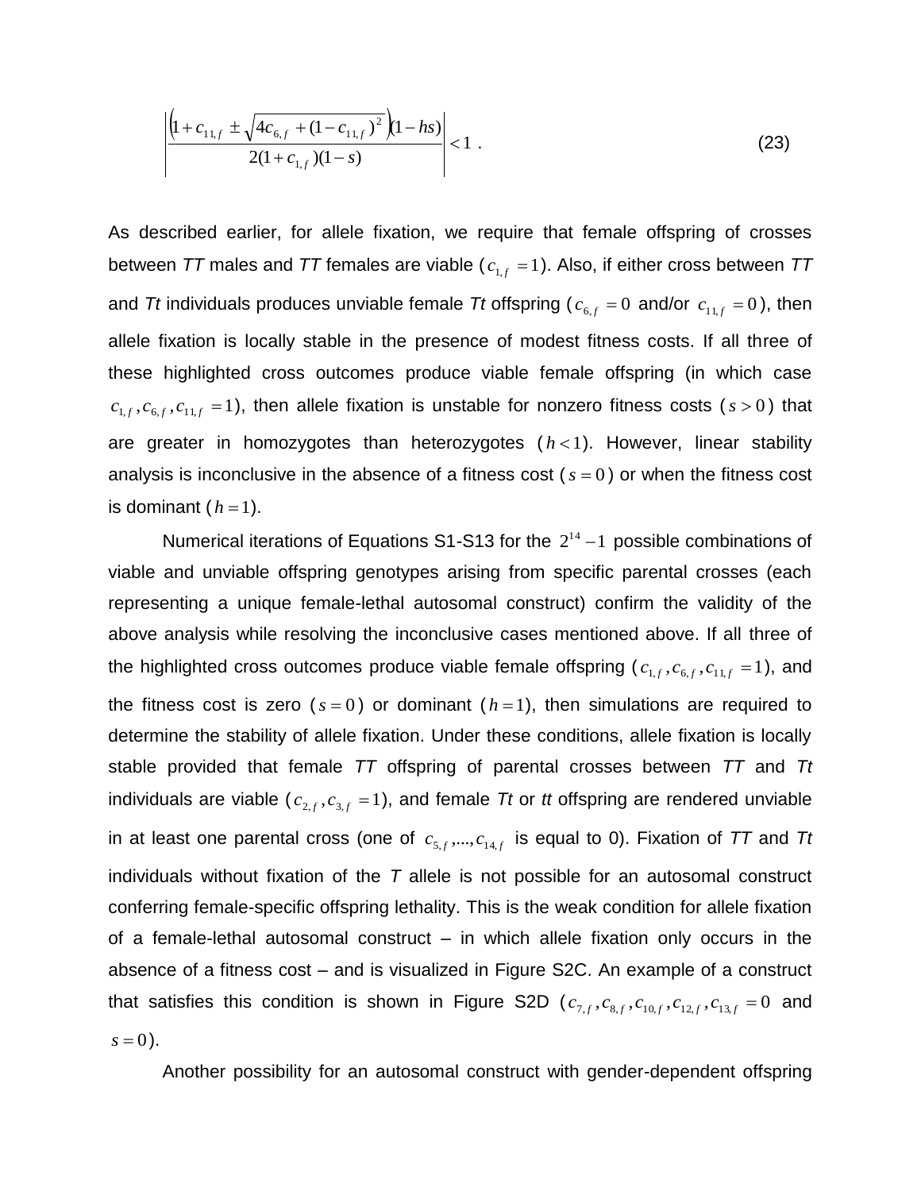$$\left| \frac{\left(1 + c_{11,f} \pm \sqrt{4c_{6,f} + (1 - c_{11,f})^2}\right)(1 - hs)}{2(1 + c_{1,f})(1 - s)} \right| < 1 \ . \tag{23}$$

As described earlier, for allele fixation, we require that female offspring of crosses between *TT* males and *TT* females are viable ($c_{1,f} = 1$). Also, if either cross between *TT* and *Tt* individuals produces unviable female *Tt* offspring ($c_{6,f} = 0$ and/or $c_{11,f} = 0$), then allele fixation is locally stable in the presence of modest fitness costs. If all three of these highlighted cross outcomes produce viable female offspring (in which case $c_{1,f}, c_{6,f}, c_{11,f} = 1$), then allele fixation is unstable for nonzero fitness costs ($s > 0$) that are greater in homozygotes than heterozygotes ($h < 1$). However, linear stability analysis is inconclusive in the absence of a fitness cost ($s = 0$) or when the fitness cost is dominant ($h = 1$).

Numerical iterations of Equations S1-S13 for the $2^{14} - 1$ possible combinations of viable and unviable offspring genotypes arising from specific parental crosses (each representing a unique female-lethal autosomal construct) confirm the validity of the above analysis while resolving the inconclusive cases mentioned above. If all three of the highlighted cross outcomes produce viable female offspring ($c_{1,f}, c_{6,f}, c_{11,f} = 1$), and the fitness cost is zero ($s = 0$) or dominant ($h = 1$), then simulations are required to determine the stability of allele fixation. Under these conditions, allele fixation is locally stable provided that female *TT* offspring of parental crosses between *TT* and *Tt* individuals are viable ($c_{2,f}, c_{3,f} = 1$), and female *Tt* or *tt* offspring are rendered unviable in at least one parental cross (one of $c_{5,f}, ..., c_{14,f}$ is equal to 0). Fixation of *TT* and *Tt* individuals without fixation of the *T* allele is not possible for an autosomal construct conferring female-specific offspring lethality. This is the weak condition for allele fixation of a female-lethal autosomal construct – in which allele fixation only occurs in the absence of a fitness cost – and is visualized in Figure S2C. An example of a construct that satisfies this condition is shown in Figure S2D ($c_{7,f}, c_{8,f}, c_{10,f}, c_{12,f}, c_{13,f} = 0$ and $s = 0$).

Another possibility for an autosomal construct with gender-dependent offspring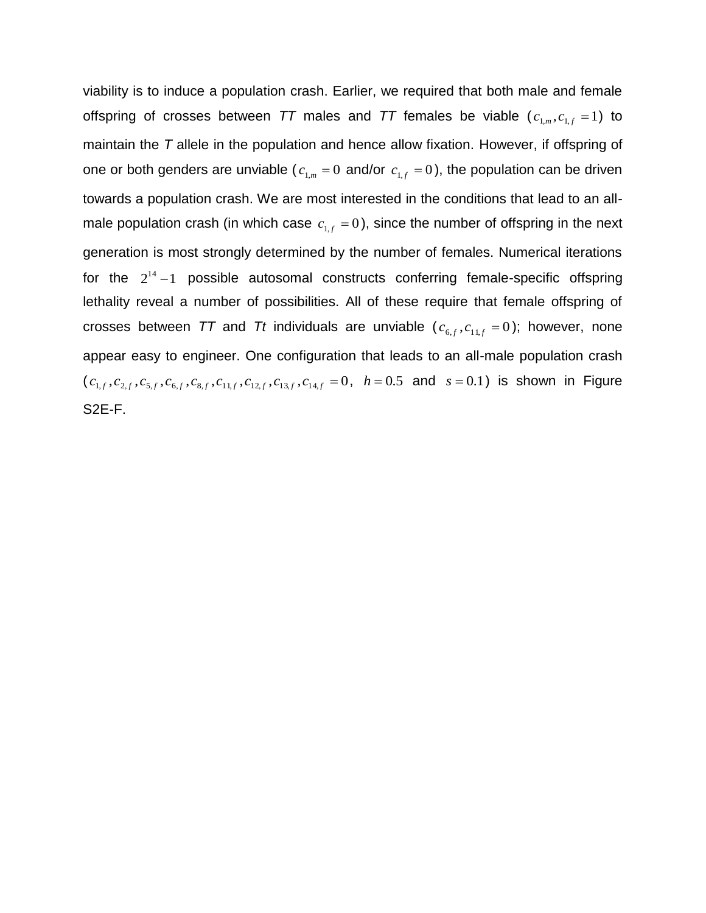viability is to induce a population crash. Earlier, we required that both male and female offspring of crosses between *TT* males and *TT* females be viable ($c_{1,m}, c_{1,f} = 1$) to maintain the *T* allele in the population and hence allow fixation. However, if offspring of one or both genders are unviable ($c_{1,m} = 0$ and/or $c_{1,f} = 0$), the population can be driven towards a population crash. We are most interested in the conditions that lead to an all-male population crash (in which case $c_{1,f} = 0$), since the number of offspring in the next generation is most strongly determined by the number of females. Numerical iterations for the $2^{14} - 1$ possible autosomal constructs conferring female-specific offspring lethality reveal a number of possibilities. All of these require that female offspring of crosses between *TT* and *Tt* individuals are unviable ($c_{6,f}, c_{11,f} = 0$); however, none appear easy to engineer. One configuration that leads to an all-male population crash ($c_{1,f}, c_{2,f}, c_{5,f}, c_{6,f}, c_{8,f}, c_{11,f}, c_{12,f}, c_{13,f}, c_{14,f} = 0$, $h = 0.5$ and $s = 0.1$) is shown in Figure S2E-F.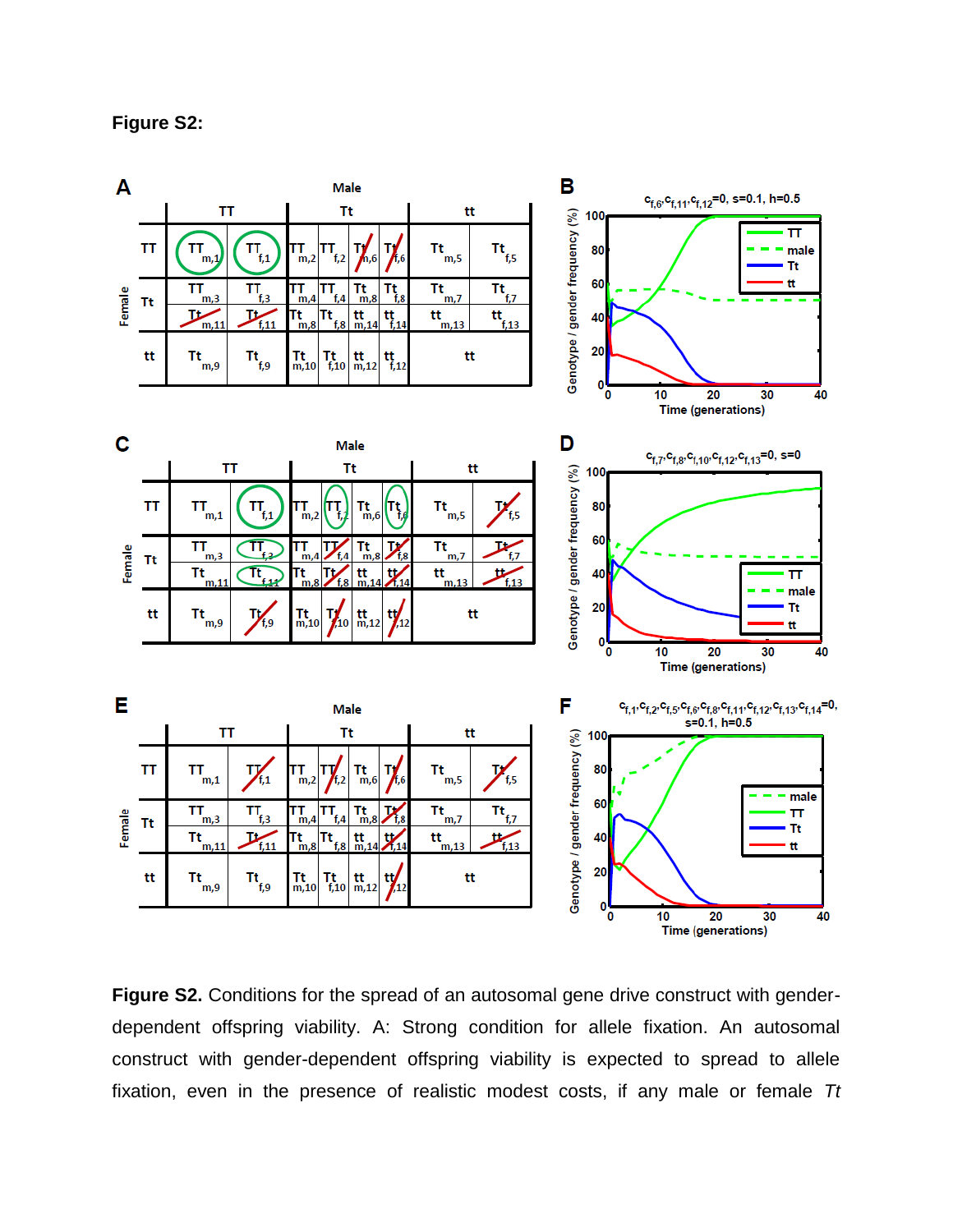**Figure S2:**

**Figure S2.** Conditions for the spread of an autosomal gene drive construct with gender-dependent offspring viability. A: Strong condition for allele fixation. An autosomal construct with gender-dependent offspring viability is expected to spread to allele fixation, even in the presence of realistic modest costs, if any male or female *Tt*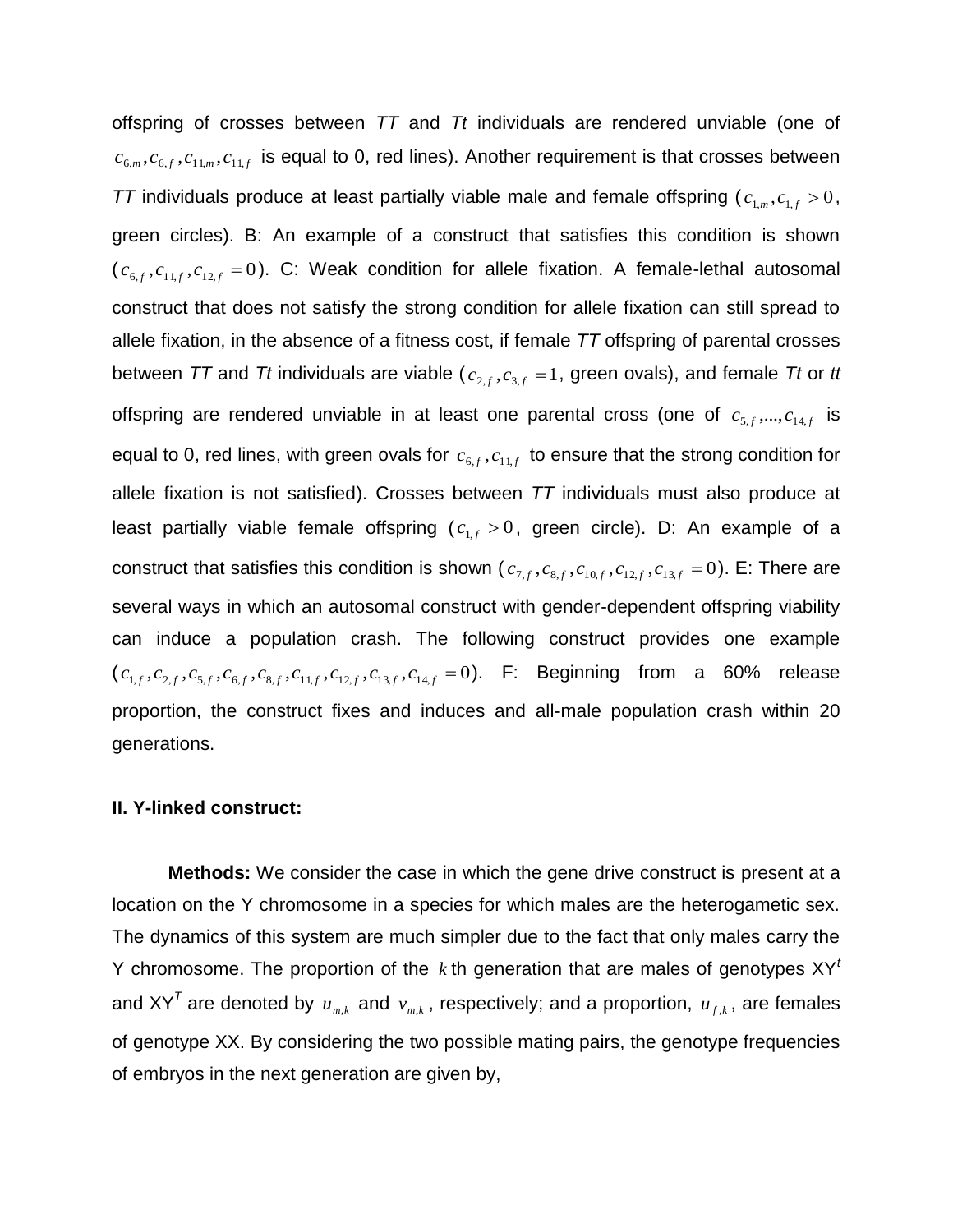offspring of crosses between *TT* and *Tt* individuals are rendered unviable (one of $c_{6,m}, c_{6,f}, c_{11,m}, c_{11,f}$ is equal to 0, red lines). Another requirement is that crosses between *TT* individuals produce at least partially viable male and female offspring ($c_{1,m}, c_{1,f} > 0$, green circles). B: An example of a construct that satisfies this condition is shown ($c_{6,f}, c_{11,f}, c_{12,f} = 0$). C: Weak condition for allele fixation. A female-lethal autosomal construct that does not satisfy the strong condition for allele fixation can still spread to allele fixation, in the absence of a fitness cost, if female *TT* offspring of parental crosses between *TT* and *Tt* individuals are viable ($c_{2,f}, c_{3,f} = 1$, green ovals), and female *Tt* or *tt* offspring are rendered unviable in at least one parental cross (one of $c_{5,f}, ..., c_{14,f}$ is equal to 0, red lines, with green ovals for $c_{6,f}, c_{11,f}$ to ensure that the strong condition for allele fixation is not satisfied). Crosses between *TT* individuals must also produce at least partially viable female offspring ($c_{1,f} > 0$, green circle). D: An example of a construct that satisfies this condition is shown ($c_{7,f}, c_{8,f}, c_{10,f}, c_{12,f}, c_{13,f} = 0$). E: There are several ways in which an autosomal construct with gender-dependent offspring viability can induce a population crash. The following construct provides one example ($c_{1,f}, c_{2,f}, c_{5,f}, c_{6,f}, c_{8,f}, c_{11,f}, c_{12,f}, c_{13,f}, c_{14,f} = 0$). F: Beginning from a 60% release proportion, the construct fixes and induces and all-male population crash within 20 generations.

**II. Y-linked construct:**

**Methods:** We consider the case in which the gene drive construct is present at a location on the Y chromosome in a species for which males are the heterogametic sex. The dynamics of this system are much simpler due to the fact that only males carry the Y chromosome. The proportion of the $k$th generation that are males of genotypes $XY^t$ and $XY^T$ are denoted by $u_{m,k}$ and $v_{m,k}$, respectively; and a proportion, $u_{f,k}$, are females of genotype XX. By considering the two possible mating pairs, the genotype frequencies of embryos in the next generation are given by,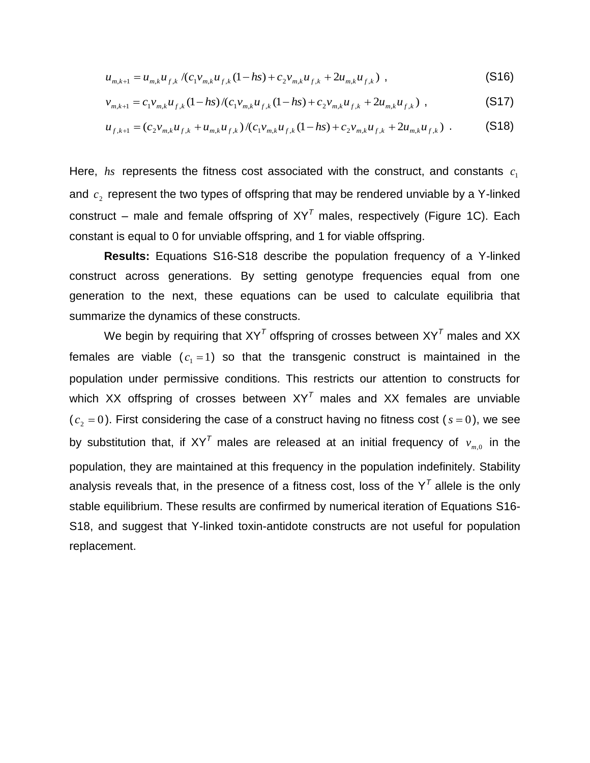$$u_{m,k+1} = u_{m,k}u_{f,k} / (c_1 v_{m,k} u_{f,k}(1-hs) + c_2 v_{m,k} u_{f,k} + 2u_{m,k} u_{f,k}) \ , \tag{S16}$$

$$v_{m,k+1} = c_1 v_{m,k} u_{f,k}(1-hs) / (c_1 v_{m,k} u_{f,k}(1-hs) + c_2 v_{m,k} u_{f,k} + 2u_{m,k} u_{f,k}) \ , \tag{S17}$$

$$u_{f,k+1} = (c_2 v_{m,k} u_{f,k} + u_{m,k} u_{f,k}) / (c_1 v_{m,k} u_{f,k}(1-hs) + c_2 v_{m,k} u_{f,k} + 2u_{m,k} u_{f,k}) \ . \tag{S18}$$

Here, $hs$ represents the fitness cost associated with the construct, and constants $c_1$ and $c_2$ represent the two types of offspring that may be rendered unviable by a Y-linked construct – male and female offspring of XY$^T$ males, respectively (Figure 1C). Each constant is equal to 0 for unviable offspring, and 1 for viable offspring.

**Results:** Equations S16-S18 describe the population frequency of a Y-linked construct across generations. By setting genotype frequencies equal from one generation to the next, these equations can be used to calculate equilibria that summarize the dynamics of these constructs.

We begin by requiring that XY$^T$ offspring of crosses between XY$^T$ males and XX females are viable ($c_1 = 1$) so that the transgenic construct is maintained in the population under permissive conditions. This restricts our attention to constructs for which XX offspring of crosses between XY$^T$ males and XX females are unviable ($c_2 = 0$). First considering the case of a construct having no fitness cost ($s = 0$), we see by substitution that, if XY$^T$ males are released at an initial frequency of $v_{m,0}$ in the population, they are maintained at this frequency in the population indefinitely. Stability analysis reveals that, in the presence of a fitness cost, loss of the Y$^T$ allele is the only stable equilibrium. These results are confirmed by numerical iteration of Equations S16-S18, and suggest that Y-linked toxin-antidote constructs are not useful for population replacement.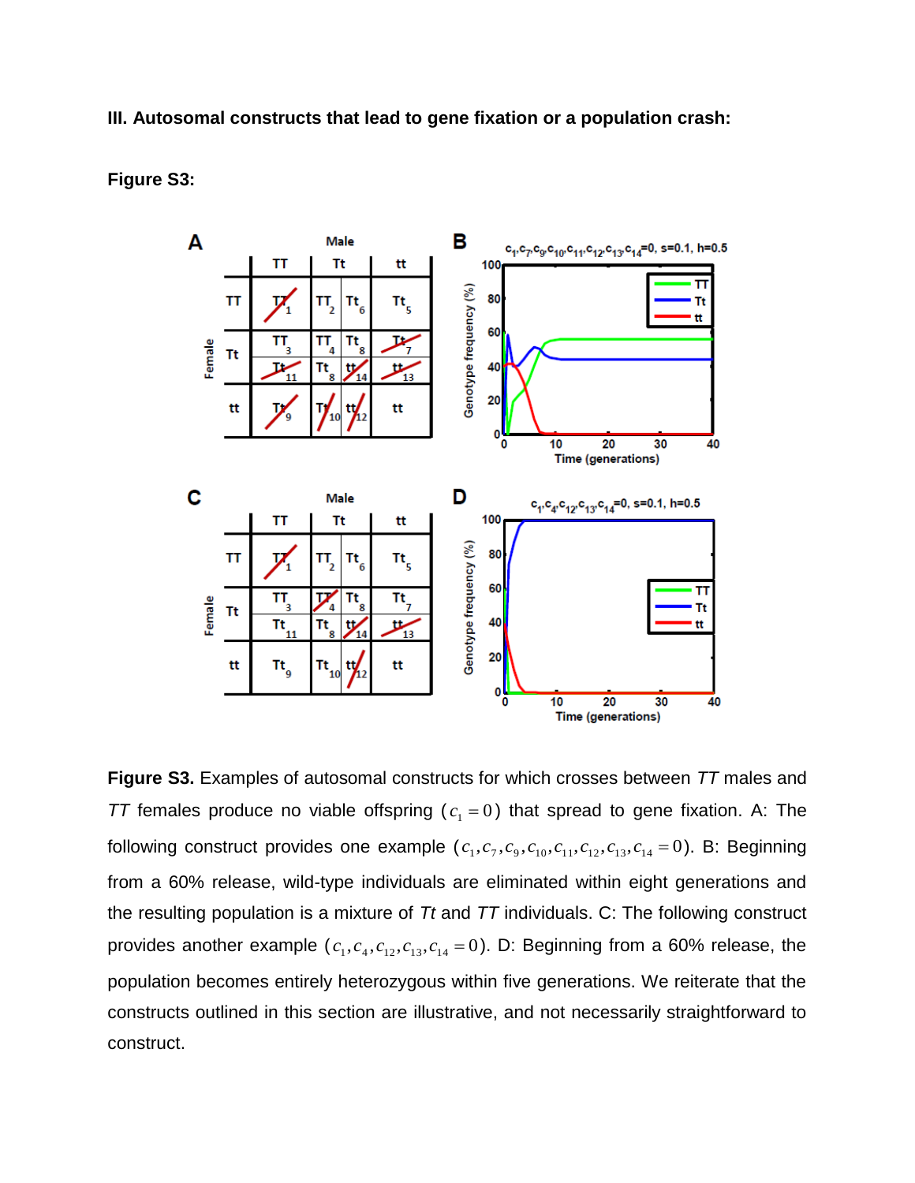**III. Autosomal constructs that lead to gene fixation or a population crash:**

**Figure S3:**

**Figure S3.** Examples of autosomal constructs for which crosses between *TT* males and *TT* females produce no viable offspring ($c_1 = 0$) that spread to gene fixation. A: The following construct provides one example ($c_1, c_7, c_9, c_{10}, c_{11}, c_{12}, c_{13}, c_{14} = 0$). B: Beginning from a 60% release, wild-type individuals are eliminated within eight generations and the resulting population is a mixture of *Tt* and *TT* individuals. C: The following construct provides another example ($c_1, c_4, c_{12}, c_{13}, c_{14} = 0$). D: Beginning from a 60% release, the population becomes entirely heterozygous within five generations. We reiterate that the constructs outlined in this section are illustrative, and not necessarily straightforward to construct.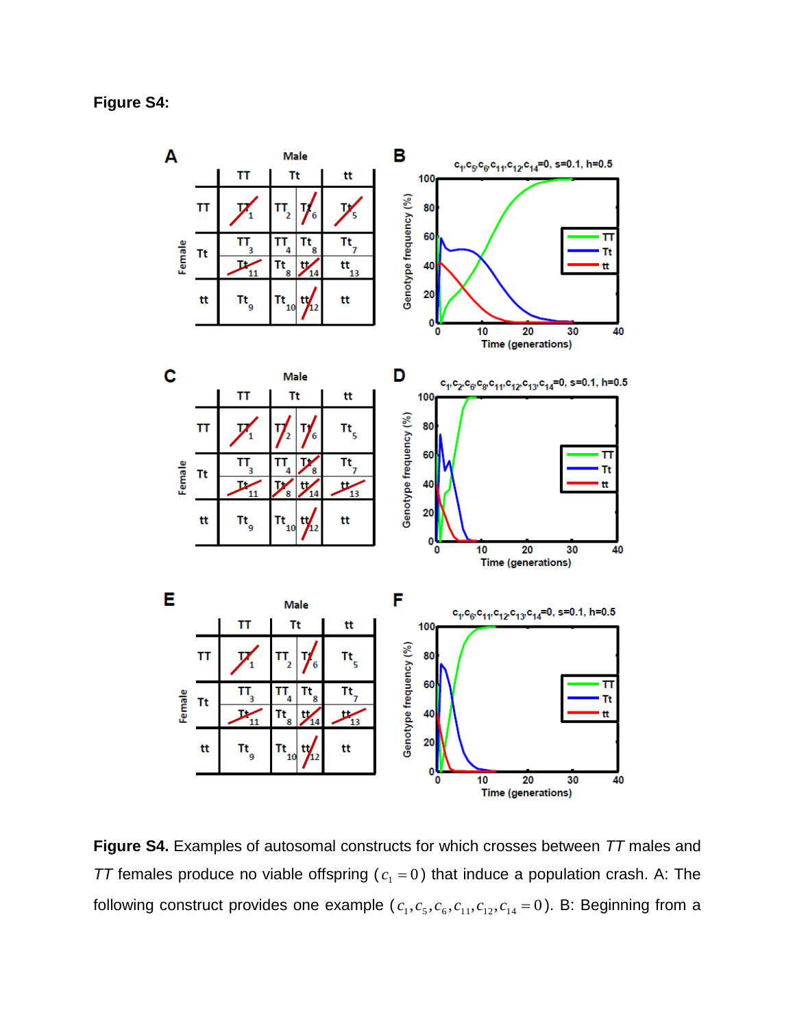**Figure S4:**

**Figure S4.** Examples of autosomal constructs for which crosses between *TT* males and *TT* females produce no viable offspring ($c_1 = 0$) that induce a population crash. A: The following construct provides one example ($c_1, c_5, c_6, c_{11}, c_{12}, c_{14} = 0$). B: Beginning from a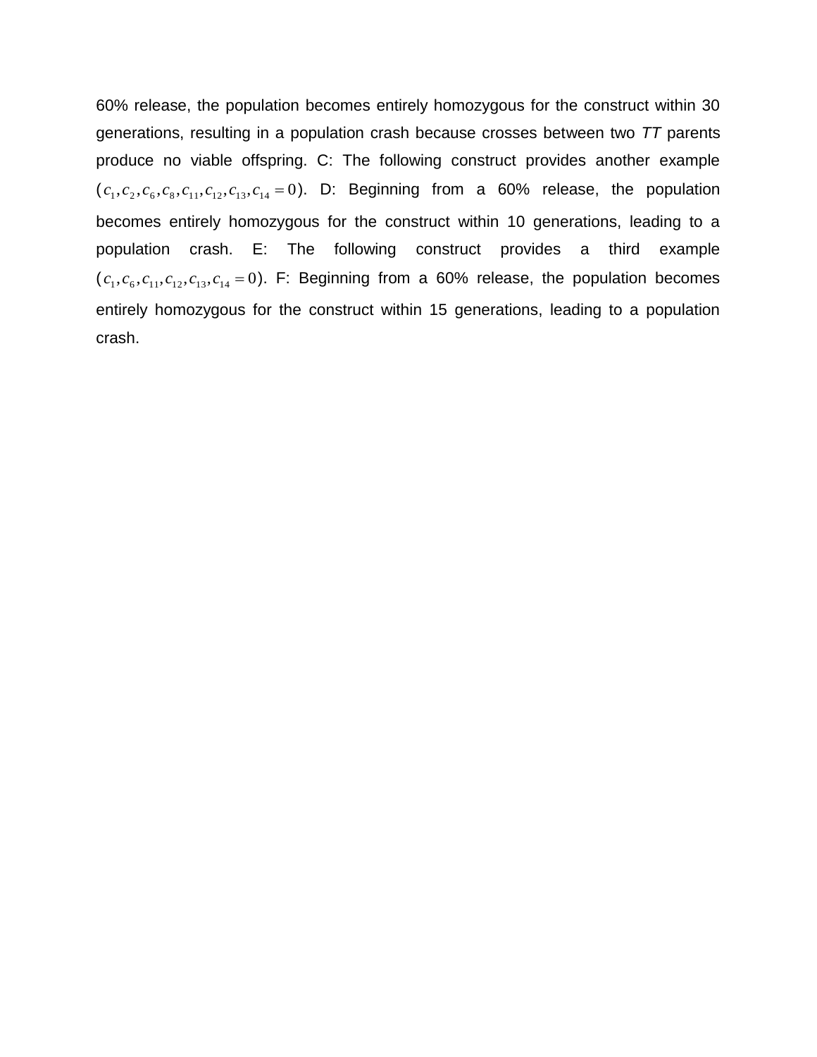60% release, the population becomes entirely homozygous for the construct within 30 generations, resulting in a population crash because crosses between two *TT* parents produce no viable offspring. C: The following construct provides another example ($c_1, c_2, c_6, c_8, c_{11}, c_{12}, c_{13}, c_{14} = 0$). D: Beginning from a 60% release, the population becomes entirely homozygous for the construct within 10 generations, leading to a population crash. E: The following construct provides a third example ($c_1, c_6, c_{11}, c_{12}, c_{13}, c_{14} = 0$). F: Beginning from a 60% release, the population becomes entirely homozygous for the construct within 15 generations, leading to a population crash.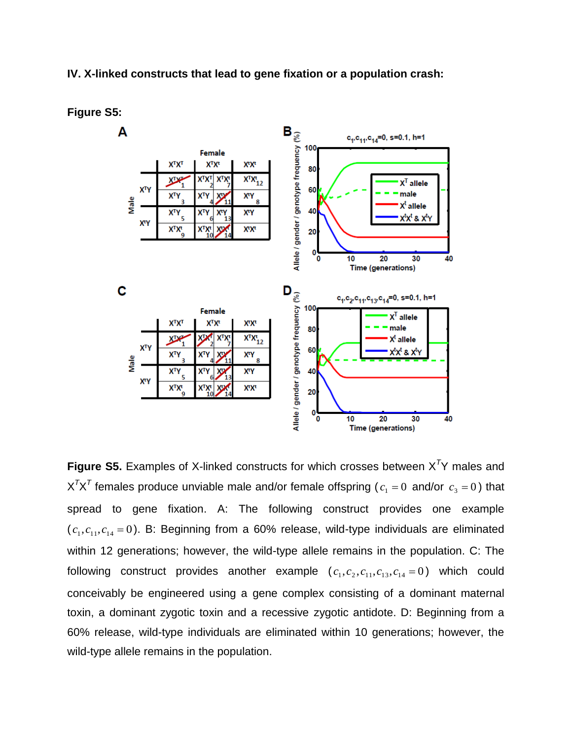**IV. X-linked constructs that lead to gene fixation or a population crash:**

**Figure S5:**

**Figure S5.** Examples of X-linked constructs for which crosses between $X^TY$ males and $X^TX^T$ females produce unviable male and/or female offspring ($c_1 = 0$ and/or $c_3 = 0$) that spread to gene fixation. A: The following construct provides one example ($c_1, c_{11}, c_{14} = 0$). B: Beginning from a 60% release, wild-type individuals are eliminated within 12 generations; however, the wild-type allele remains in the population. C: The following construct provides another example ($c_1, c_2, c_{11}, c_{13}, c_{14} = 0$) which could conceivably be engineered using a gene complex consisting of a dominant maternal toxin, a dominant zygotic toxin and a recessive zygotic antidote. D: Beginning from a 60% release, wild-type individuals are eliminated within 10 generations; however, the wild-type allele remains in the population.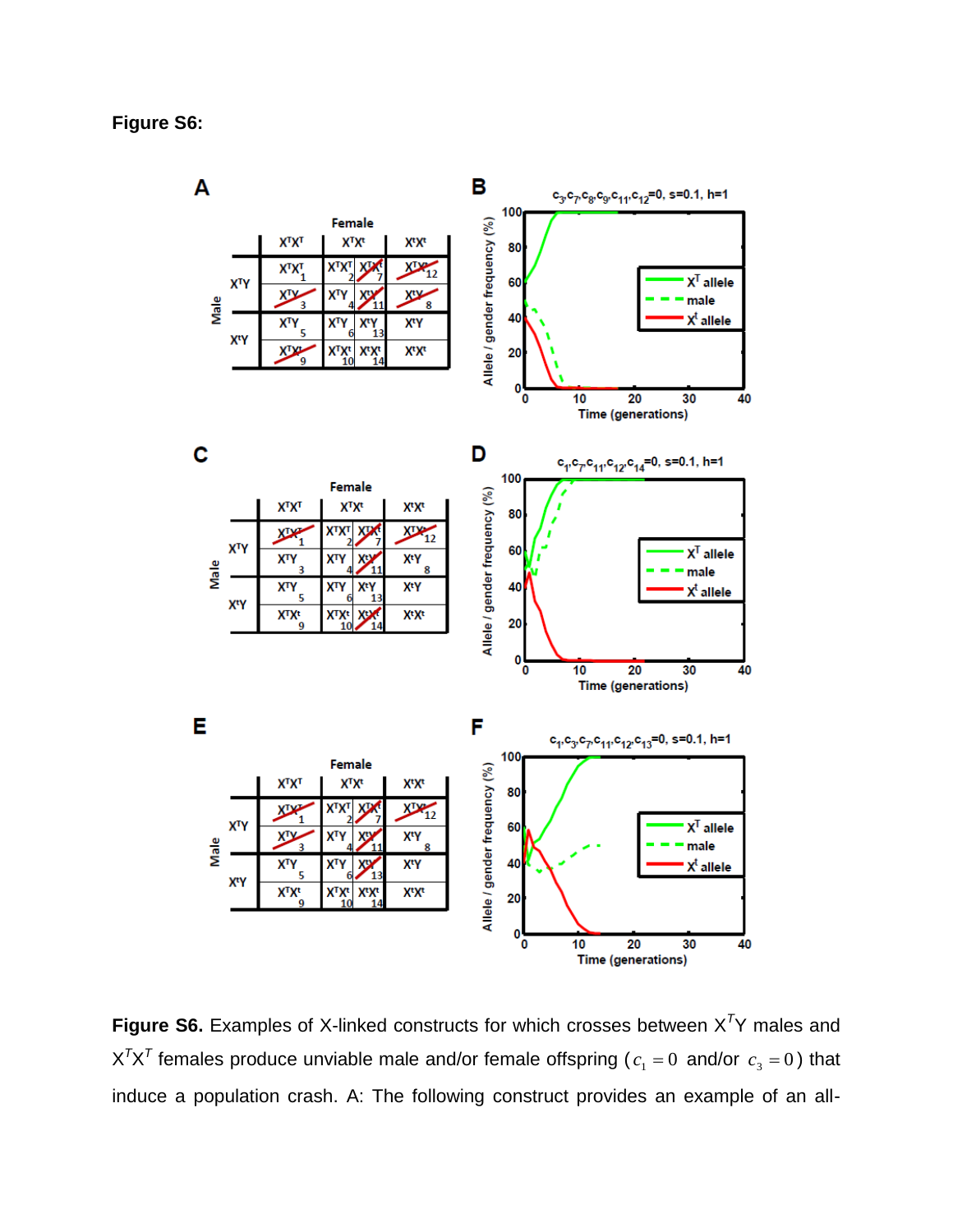**Figure S6:**

**Figure S6.** Examples of X-linked constructs for which crosses between $X^TY$ males and $X^TX^T$ females produce unviable male and/or female offspring ($c_1 = 0$ and/or $c_3 = 0$) that induce a population crash. A: The following construct provides an example of an all-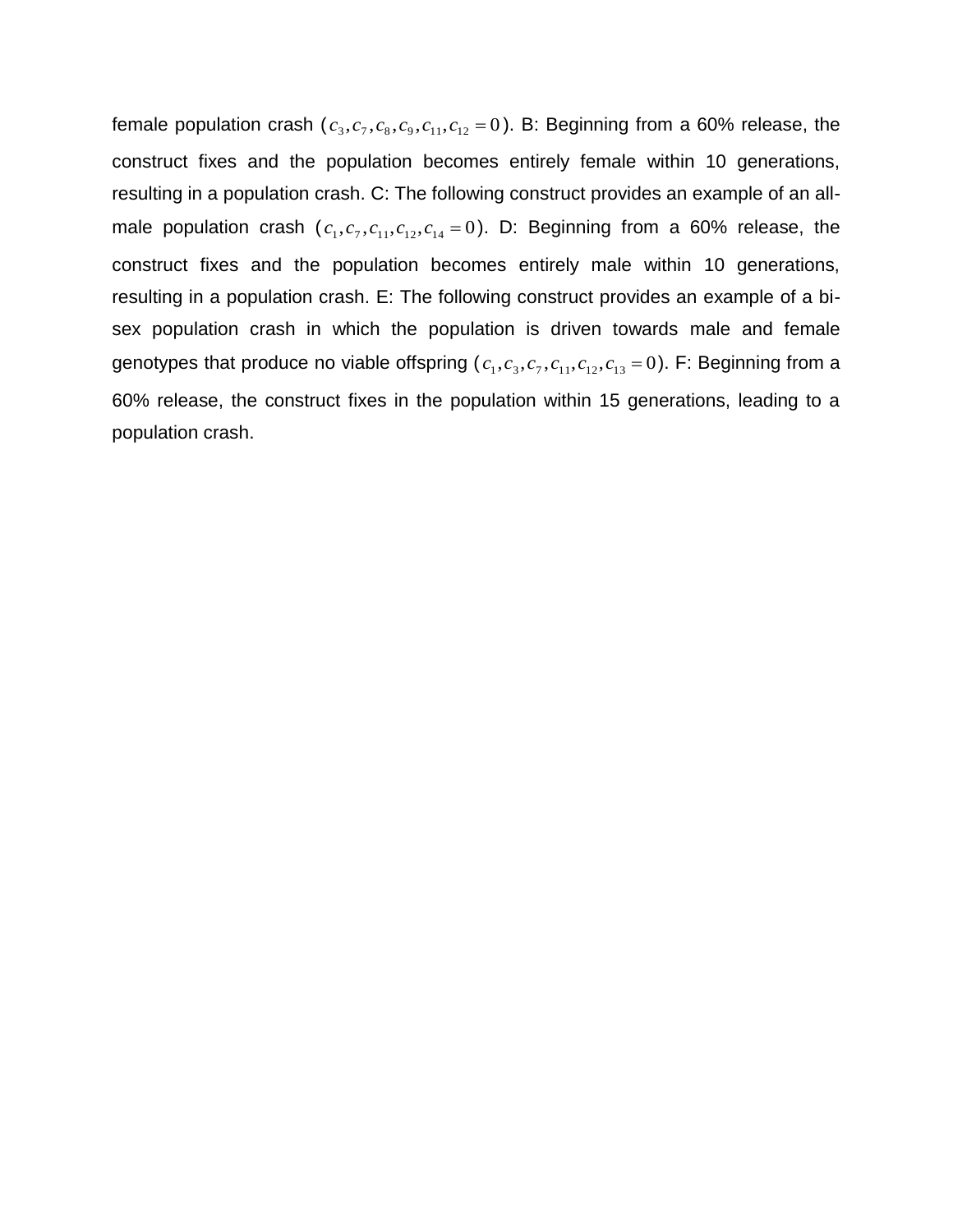female population crash ($c_3, c_7, c_8, c_9, c_{11}, c_{12} = 0$). B: Beginning from a 60% release, the construct fixes and the population becomes entirely female within 10 generations, resulting in a population crash. C: The following construct provides an example of an all-male population crash ($c_1, c_7, c_{11}, c_{12}, c_{14} = 0$). D: Beginning from a 60% release, the construct fixes and the population becomes entirely male within 10 generations, resulting in a population crash. E: The following construct provides an example of a bi-sex population crash in which the population is driven towards male and female genotypes that produce no viable offspring ($c_1, c_3, c_7, c_{11}, c_{12}, c_{13} = 0$). F: Beginning from a 60% release, the construct fixes in the population within 15 generations, leading to a population crash.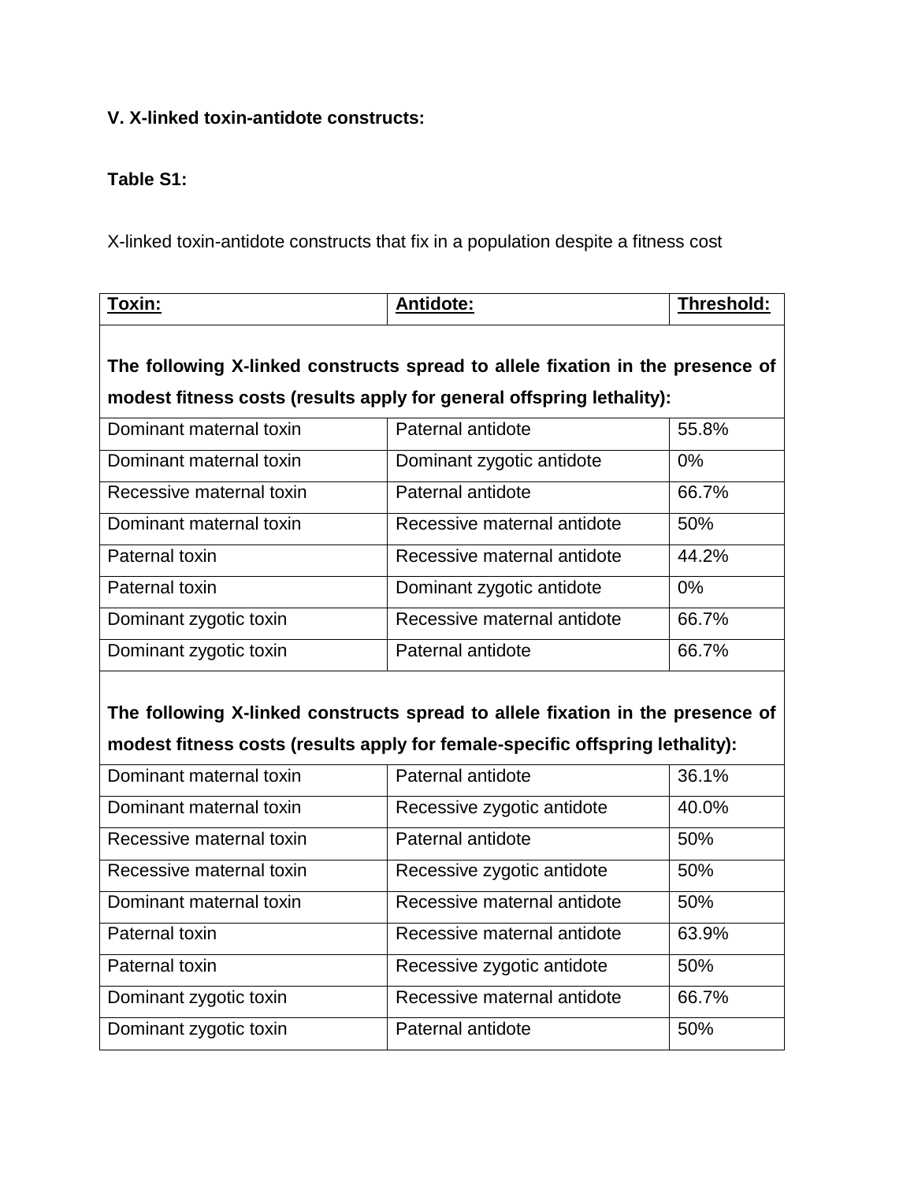**V. X-linked toxin-antidote constructs:**

**Table S1:**

X-linked toxin-antidote constructs that fix in a population despite a fitness cost

| Toxin: | Antidote: | Threshold: |
|---|---|---|
| **The following X-linked constructs spread to allele fixation in the presence of modest fitness costs (results apply for general offspring lethality):** | | |
| Dominant maternal toxin | Paternal antidote | 55.8% |
| Dominant maternal toxin | Dominant zygotic antidote | 0% |
| Recessive maternal toxin | Paternal antidote | 66.7% |
| Dominant maternal toxin | Recessive maternal antidote | 50% |
| Paternal toxin | Recessive maternal antidote | 44.2% |
| Paternal toxin | Dominant zygotic antidote | 0% |
| Dominant zygotic toxin | Recessive maternal antidote | 66.7% |
| Dominant zygotic toxin | Paternal antidote | 66.7% |
| **The following X-linked constructs spread to allele fixation in the presence of modest fitness costs (results apply for female-specific offspring lethality):** | | |
| Dominant maternal toxin | Paternal antidote | 36.1% |
| Dominant maternal toxin | Recessive zygotic antidote | 40.0% |
| Recessive maternal toxin | Paternal antidote | 50% |
| Recessive maternal toxin | Recessive zygotic antidote | 50% |
| Dominant maternal toxin | Recessive maternal antidote | 50% |
| Paternal toxin | Recessive maternal antidote | 63.9% |
| Paternal toxin | Recessive zygotic antidote | 50% |
| Dominant zygotic toxin | Recessive maternal antidote | 66.7% |
| Dominant zygotic toxin | Paternal antidote | 50% |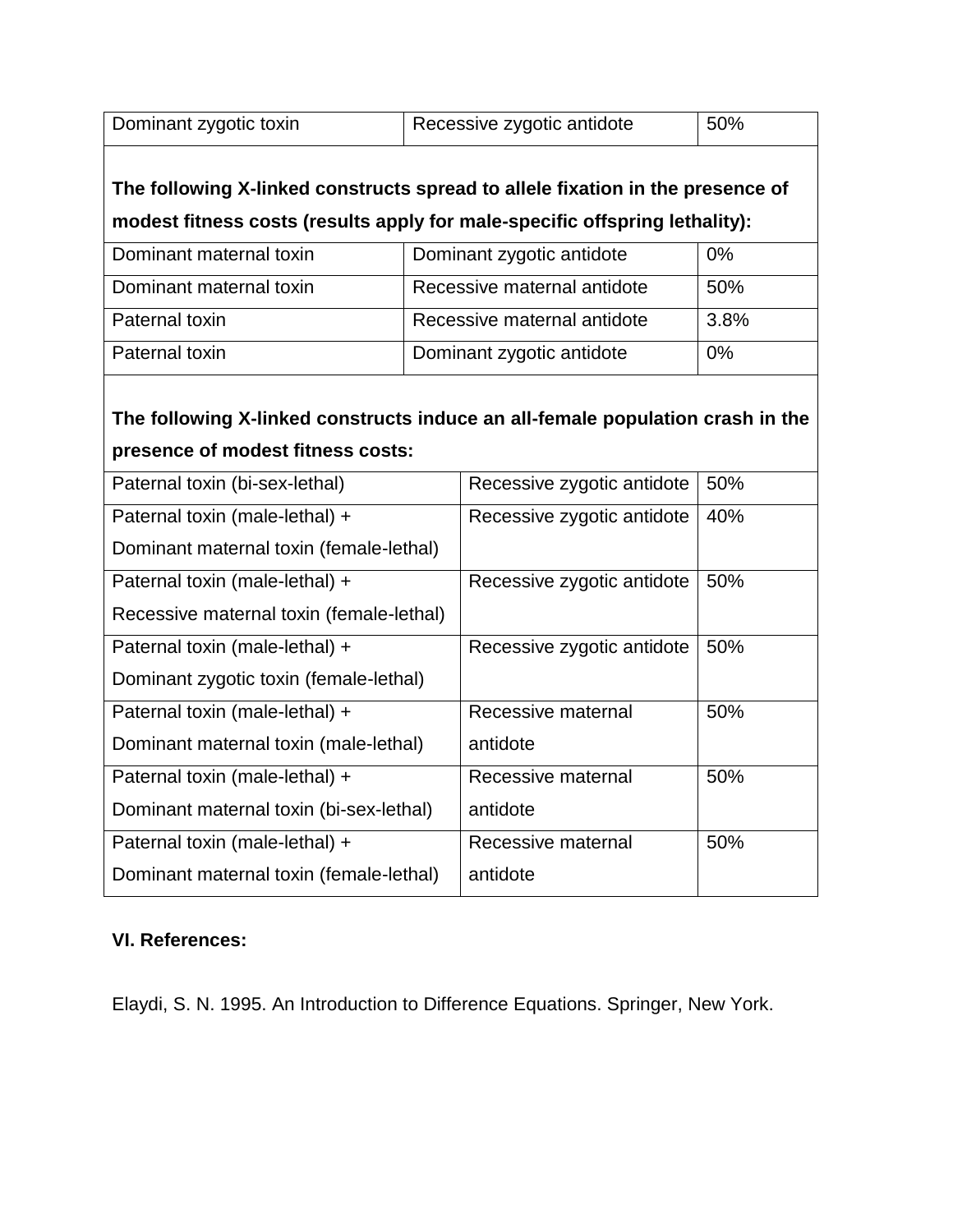| | | |
|---|---|---|
| Dominant zygotic toxin | Recessive zygotic antidote | 50% |

**The following X-linked constructs spread to allele fixation in the presence of modest fitness costs (results apply for male-specific offspring lethality):**

| | | |
|---|---|---|
| Dominant maternal toxin | Dominant zygotic antidote | 0% |
| Dominant maternal toxin | Recessive maternal antidote | 50% |
| Paternal toxin | Recessive maternal antidote | 3.8% |
| Paternal toxin | Dominant zygotic antidote | 0% |

**The following X-linked constructs induce an all-female population crash in the presence of modest fitness costs:**

| | | |
|---|---|---|
| Paternal toxin (bi-sex-lethal) | Recessive zygotic antidote | 50% |
| Paternal toxin (male-lethal) + Dominant maternal toxin (female-lethal) | Recessive zygotic antidote | 40% |
| Paternal toxin (male-lethal) + Recessive maternal toxin (female-lethal) | Recessive zygotic antidote | 50% |
| Paternal toxin (male-lethal) + Dominant zygotic toxin (female-lethal) | Recessive zygotic antidote | 50% |
| Paternal toxin (male-lethal) + Dominant maternal toxin (male-lethal) | Recessive maternal antidote | 50% |
| Paternal toxin (male-lethal) + Dominant maternal toxin (bi-sex-lethal) | Recessive maternal antidote | 50% |
| Paternal toxin (male-lethal) + Dominant maternal toxin (female-lethal) | Recessive maternal antidote | 50% |

## VI. References:

Elaydi, S. N. 1995. An Introduction to Difference Equations. Springer, New York.